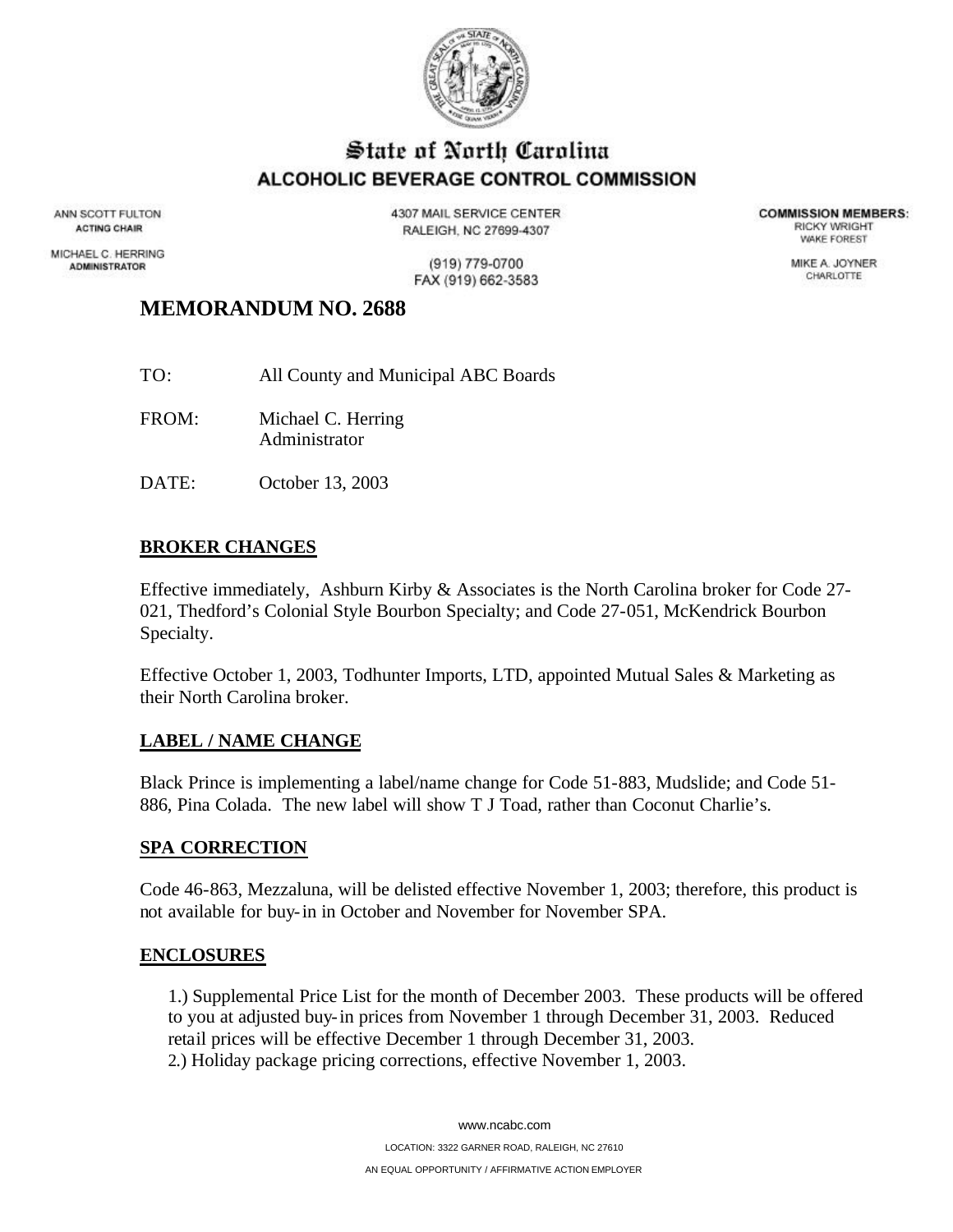# State of North Carolina
## ALCOHOLIC BEVERAGE CONTROL COMMISSION

ANN SCOTT FULTON
ACTING CHAIR

MICHAEL C. HERRING
ADMINISTRATOR

4307 MAIL SERVICE CENTER
RALEIGH, NC 27699-4307

(919) 779-0700
FAX (919) 662-3583

COMMISSION MEMBERS:
RICKY WRIGHT
WAKE FOREST

MIKE A. JOYNER
CHARLOTTE

# MEMORANDUM NO. 2688

TO: All County and Municipal ABC Boards

FROM: Michael C. Herring
Administrator

DATE: October 13, 2003

## BROKER CHANGES

Effective immediately, Ashburn Kirby & Associates is the North Carolina broker for Code 27-021, Thedford's Colonial Style Bourbon Specialty; and Code 27-051, McKendrick Bourbon Specialty.

Effective October 1, 2003, Todhunter Imports, LTD, appointed Mutual Sales & Marketing as their North Carolina broker.

## LABEL / NAME CHANGE

Black Prince is implementing a label/name change for Code 51-883, Mudslide; and Code 51-886, Pina Colada. The new label will show T J Toad, rather than Coconut Charlie's.

## SPA CORRECTION

Code 46-863, Mezzaluna, will be delisted effective November 1, 2003; therefore, this product is not available for buy-in in October and November for November SPA.

## ENCLOSURES

1.) Supplemental Price List for the month of December 2003. These products will be offered to you at adjusted buy-in prices from November 1 through December 31, 2003. Reduced retail prices will be effective December 1 through December 31, 2003.
2.) Holiday package pricing corrections, effective November 1, 2003.

www.ncabc.com

LOCATION: 3322 GARNER ROAD, RALEIGH, NC 27610

AN EQUAL OPPORTUNITY / AFFIRMATIVE ACTION EMPLOYER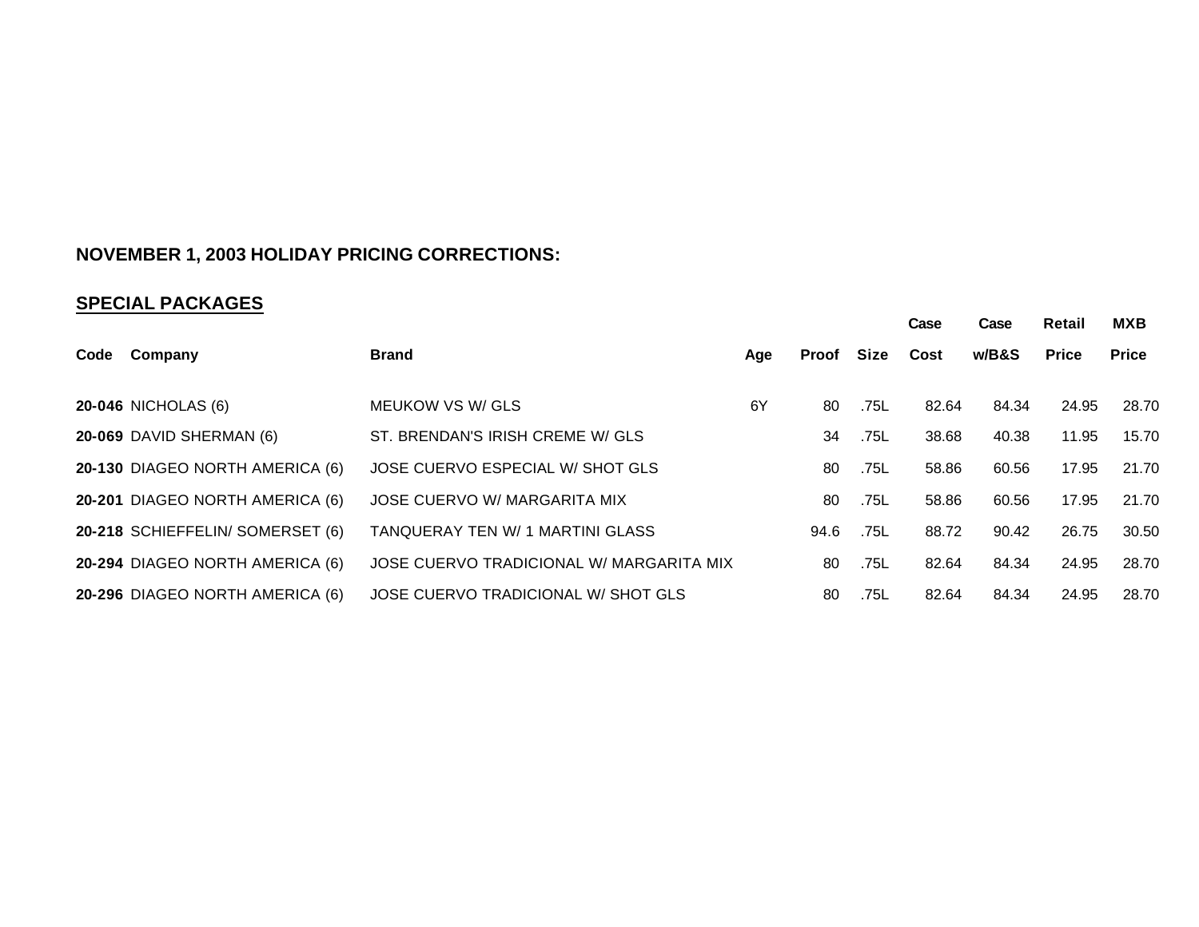**NOVEMBER 1, 2003 HOLIDAY PRICING CORRECTIONS:**

## SPECIAL PACKAGES

| Code | Company | Brand | Age | Proof | Size | Case Cost | Case w/B&S | Retail Price | MXB Price |
|---|---|---|---|---|---|---|---|---|---|
| **20-046** | NICHOLAS (6) | MEUKOW VS W/ GLS | 6Y | 80 | .75L | 82.64 | 84.34 | 24.95 | 28.70 |
| **20-069** | DAVID SHERMAN (6) | ST. BRENDAN'S IRISH CREME W/ GLS | | 34 | .75L | 38.68 | 40.38 | 11.95 | 15.70 |
| **20-130** | DIAGEO NORTH AMERICA (6) | JOSE CUERVO ESPECIAL W/ SHOT GLS | | 80 | .75L | 58.86 | 60.56 | 17.95 | 21.70 |
| **20-201** | DIAGEO NORTH AMERICA (6) | JOSE CUERVO W/ MARGARITA MIX | | 80 | .75L | 58.86 | 60.56 | 17.95 | 21.70 |
| **20-218** | SCHIEFFELIN/ SOMERSET (6) | TANQUERAY TEN W/ 1 MARTINI GLASS | | 94.6 | .75L | 88.72 | 90.42 | 26.75 | 30.50 |
| **20-294** | DIAGEO NORTH AMERICA (6) | JOSE CUERVO TRADICIONAL W/ MARGARITA MIX | | 80 | .75L | 82.64 | 84.34 | 24.95 | 28.70 |
| **20-296** | DIAGEO NORTH AMERICA (6) | JOSE CUERVO TRADICIONAL W/ SHOT GLS | | 80 | .75L | 82.64 | 84.34 | 24.95 | 28.70 |